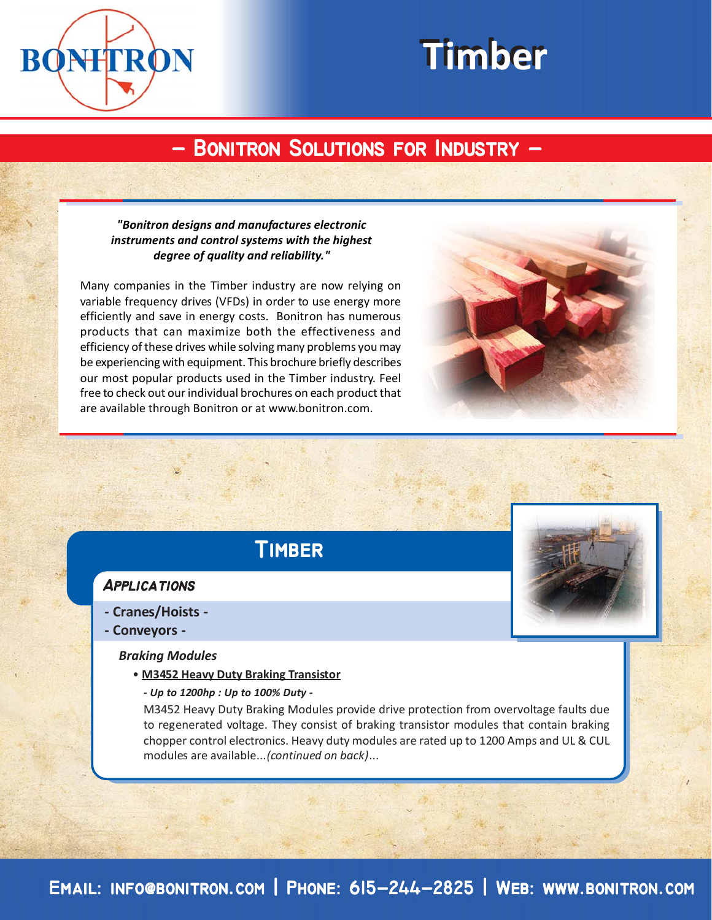# Timber

## – Bonitron Solutions for Industry –

***"Bonitron designs and manufactures electronic instruments and control systems with the highest degree of quality and reliability."***

Many companies in the Timber industry are now relying on variable frequency drives (VFDs) in order to use energy more efficiently and save in energy costs. Bonitron has numerous products that can maximize both the effectiveness and efficiency of these drives while solving many problems you may be experiencing with equipment. This brochure briefly describes our most popular products used in the Timber industry. Feel free to check out our individual brochures on each product that are available through Bonitron or at www.bonitron.com.

## Timber

### *Applications*

**- Cranes/Hoists -**

**- Conveyors -**

***Braking Modules***

- **M3452 Heavy Duty Braking Transistor**

  ***- Up to 1200hp : Up to 100% Duty -***

  M3452 Heavy Duty Braking Modules provide drive protection from overvoltage faults due to regenerated voltage. They consist of braking transistor modules that contain braking chopper control electronics. Heavy duty modules are rated up to 1200 Amps and UL & CUL modules are available...*(continued on back)*...

Email: info@bonitron.com | Phone: 615-244-2825 | Web: www.bonitron.com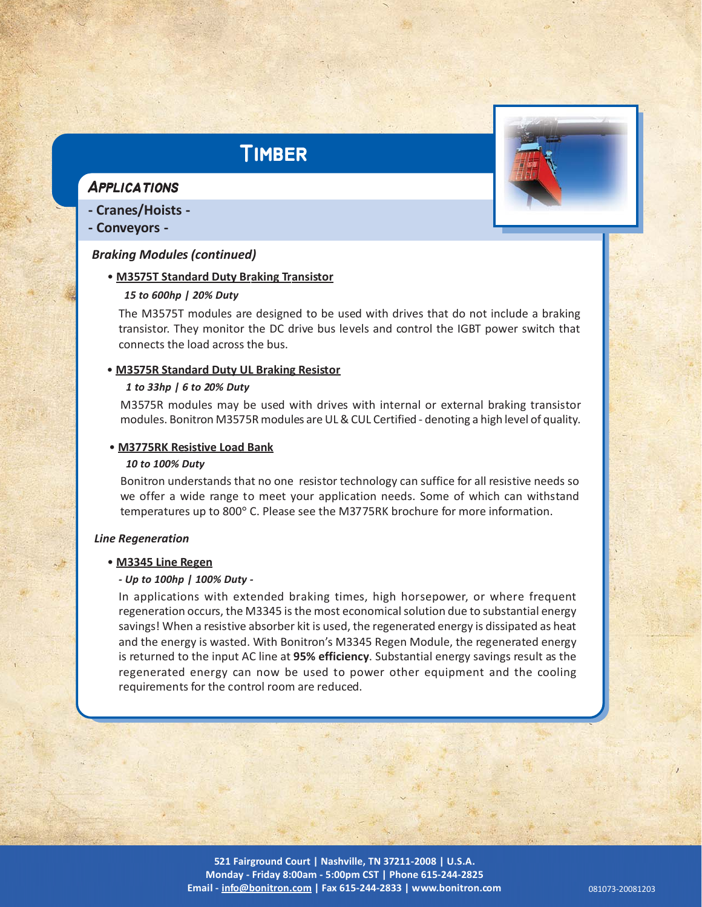# Timber

## Applications

- Cranes/Hoists -
- Conveyors -

### *Braking Modules (continued)*

• **M3575T Standard Duty Braking Transistor**

***15 to 600hp | 20% Duty***

The M3575T modules are designed to be used with drives that do not include a braking transistor. They monitor the DC drive bus levels and control the IGBT power switch that connects the load across the bus.

• **M3575R Standard Duty UL Braking Resistor**

***1 to 33hp | 6 to 20% Duty***

M3575R modules may be used with drives with internal or external braking transistor modules. Bonitron M3575R modules are UL & CUL Certified - denoting a high level of quality.

• **M3775RK Resistive Load Bank**

***10 to 100% Duty***

Bonitron understands that no one resistor technology can suffice for all resistive needs so we offer a wide range to meet your application needs. Some of which can withstand temperatures up to 800° C. Please see the M3775RK brochure for more information.

### *Line Regeneration*

• **M3345 Line Regen**

***- Up to 100hp | 100% Duty -***

In applications with extended braking times, high horsepower, or where frequent regeneration occurs, the M3345 is the most economical solution due to substantial energy savings! When a resistive absorber kit is used, the regenerated energy is dissipated as heat and the energy is wasted. With Bonitron's M3345 Regen Module, the regenerated energy is returned to the input AC line at **95% efficiency**. Substantial energy savings result as the regenerated energy can now be used to power other equipment and the cooling requirements for the control room are reduced.

521 Fairground Court | Nashville, TN 37211-2008 | U.S.A.
Monday - Friday 8:00am - 5:00pm CST | Phone 615-244-2825
Email - info@bonitron.com | Fax 615-244-2833 | www.bonitron.com

081073-20081203